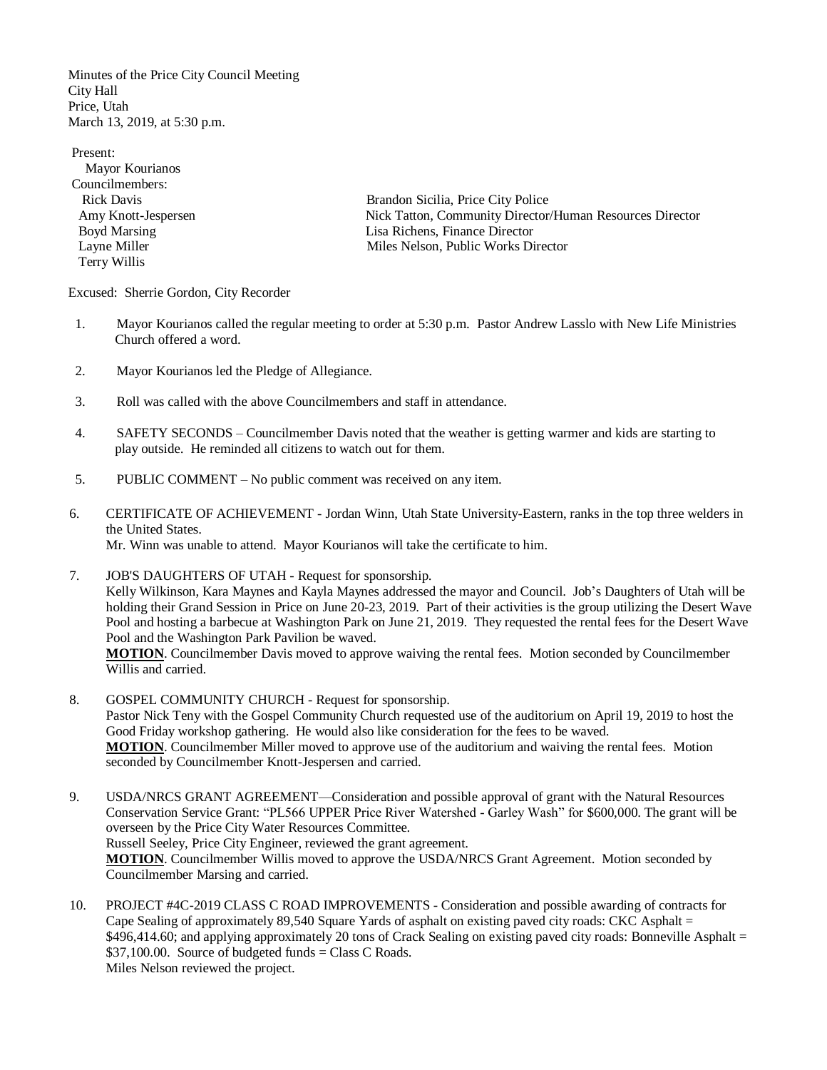Minutes of the Price City Council Meeting
City Hall
Price, Utah
March 13, 2019, at 5:30 p.m.

Present:
Mayor Kourianos
Councilmembers:
Rick Davis
Amy Knott-Jespersen
Boyd Marsing
Layne Miller
Terry Willis

Brandon Sicilia, Price City Police
Nick Tatton, Community Director/Human Resources Director
Lisa Richens, Finance Director
Miles Nelson, Public Works Director

Excused: Sherrie Gordon, City Recorder

1. Mayor Kourianos called the regular meeting to order at 5:30 p.m. Pastor Andrew Lasslo with New Life Ministries Church offered a word.

2. Mayor Kourianos led the Pledge of Allegiance.

3. Roll was called with the above Councilmembers and staff in attendance.

4. SAFETY SECONDS – Councilmember Davis noted that the weather is getting warmer and kids are starting to play outside. He reminded all citizens to watch out for them.

5. PUBLIC COMMENT – No public comment was received on any item.

6. CERTIFICATE OF ACHIEVEMENT - Jordan Winn, Utah State University-Eastern, ranks in the top three welders in the United States.
   Mr. Winn was unable to attend. Mayor Kourianos will take the certificate to him.

7. JOB'S DAUGHTERS OF UTAH - Request for sponsorship.
   Kelly Wilkinson, Kara Maynes and Kayla Maynes addressed the mayor and Council. Job's Daughters of Utah will be holding their Grand Session in Price on June 20-23, 2019. Part of their activities is the group utilizing the Desert Wave Pool and hosting a barbecue at Washington Park on June 21, 2019. They requested the rental fees for the Desert Wave Pool and the Washington Park Pavilion be waved.
   **MOTION**. Councilmember Davis moved to approve waiving the rental fees. Motion seconded by Councilmember Willis and carried.

8. GOSPEL COMMUNITY CHURCH - Request for sponsorship.
   Pastor Nick Teny with the Gospel Community Church requested use of the auditorium on April 19, 2019 to host the Good Friday workshop gathering. He would also like consideration for the fees to be waved.
   **MOTION**. Councilmember Miller moved to approve use of the auditorium and waiving the rental fees. Motion seconded by Councilmember Knott-Jespersen and carried.

9. USDA/NRCS GRANT AGREEMENT—Consideration and possible approval of grant with the Natural Resources Conservation Service Grant: "PL566 UPPER Price River Watershed - Garley Wash" for $600,000. The grant will be overseen by the Price City Water Resources Committee.
   Russell Seeley, Price City Engineer, reviewed the grant agreement.
   **MOTION**. Councilmember Willis moved to approve the USDA/NRCS Grant Agreement. Motion seconded by Councilmember Marsing and carried.

10. PROJECT #4C-2019 CLASS C ROAD IMPROVEMENTS - Consideration and possible awarding of contracts for Cape Sealing of approximately 89,540 Square Yards of asphalt on existing paved city roads: CKC Asphalt = $496,414.60; and applying approximately 20 tons of Crack Sealing on existing paved city roads: Bonneville Asphalt = $37,100.00. Source of budgeted funds = Class C Roads.
    Miles Nelson reviewed the project.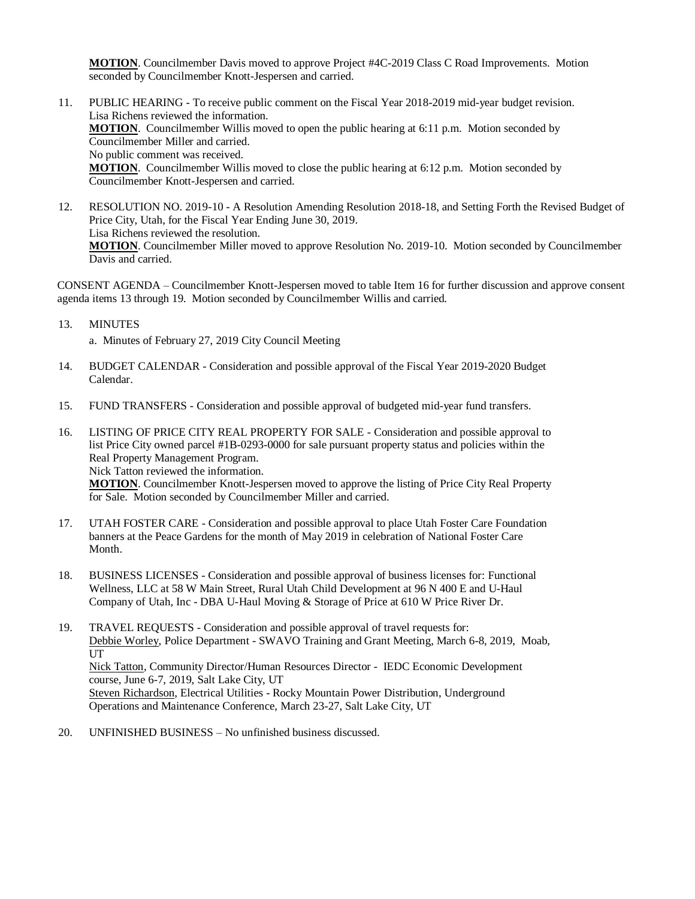**MOTION**. Councilmember Davis moved to approve Project #4C-2019 Class C Road Improvements. Motion seconded by Councilmember Knott-Jespersen and carried.

11. PUBLIC HEARING - To receive public comment on the Fiscal Year 2018-2019 mid-year budget revision.
    Lisa Richens reviewed the information.
    **MOTION**. Councilmember Willis moved to open the public hearing at 6:11 p.m. Motion seconded by Councilmember Miller and carried.
    No public comment was received.
    **MOTION**. Councilmember Willis moved to close the public hearing at 6:12 p.m. Motion seconded by Councilmember Knott-Jespersen and carried.

12. RESOLUTION NO. 2019-10 - A Resolution Amending Resolution 2018-18, and Setting Forth the Revised Budget of Price City, Utah, for the Fiscal Year Ending June 30, 2019.
    Lisa Richens reviewed the resolution.
    **MOTION**. Councilmember Miller moved to approve Resolution No. 2019-10. Motion seconded by Councilmember Davis and carried.

CONSENT AGENDA – Councilmember Knott-Jespersen moved to table Item 16 for further discussion and approve consent agenda items 13 through 19. Motion seconded by Councilmember Willis and carried.

13. MINUTES
    a. Minutes of February 27, 2019 City Council Meeting

14. BUDGET CALENDAR - Consideration and possible approval of the Fiscal Year 2019-2020 Budget Calendar.

15. FUND TRANSFERS - Consideration and possible approval of budgeted mid-year fund transfers.

16. LISTING OF PRICE CITY REAL PROPERTY FOR SALE - Consideration and possible approval to list Price City owned parcel #1B-0293-0000 for sale pursuant property status and policies within the Real Property Management Program.
    Nick Tatton reviewed the information.
    **MOTION**. Councilmember Knott-Jespersen moved to approve the listing of Price City Real Property for Sale. Motion seconded by Councilmember Miller and carried.

17. UTAH FOSTER CARE - Consideration and possible approval to place Utah Foster Care Foundation banners at the Peace Gardens for the month of May 2019 in celebration of National Foster Care Month.

18. BUSINESS LICENSES - Consideration and possible approval of business licenses for: Functional Wellness, LLC at 58 W Main Street, Rural Utah Child Development at 96 N 400 E and U-Haul Company of Utah, Inc - DBA U-Haul Moving & Storage of Price at 610 W Price River Dr.

19. TRAVEL REQUESTS - Consideration and possible approval of travel requests for:
    Debbie Worley, Police Department - SWAVO Training and Grant Meeting, March 6-8, 2019, Moab, UT
    Nick Tatton, Community Director/Human Resources Director - IEDC Economic Development course, June 6-7, 2019, Salt Lake City, UT
    Steven Richardson, Electrical Utilities - Rocky Mountain Power Distribution, Underground Operations and Maintenance Conference, March 23-27, Salt Lake City, UT

20. UNFINISHED BUSINESS – No unfinished business discussed.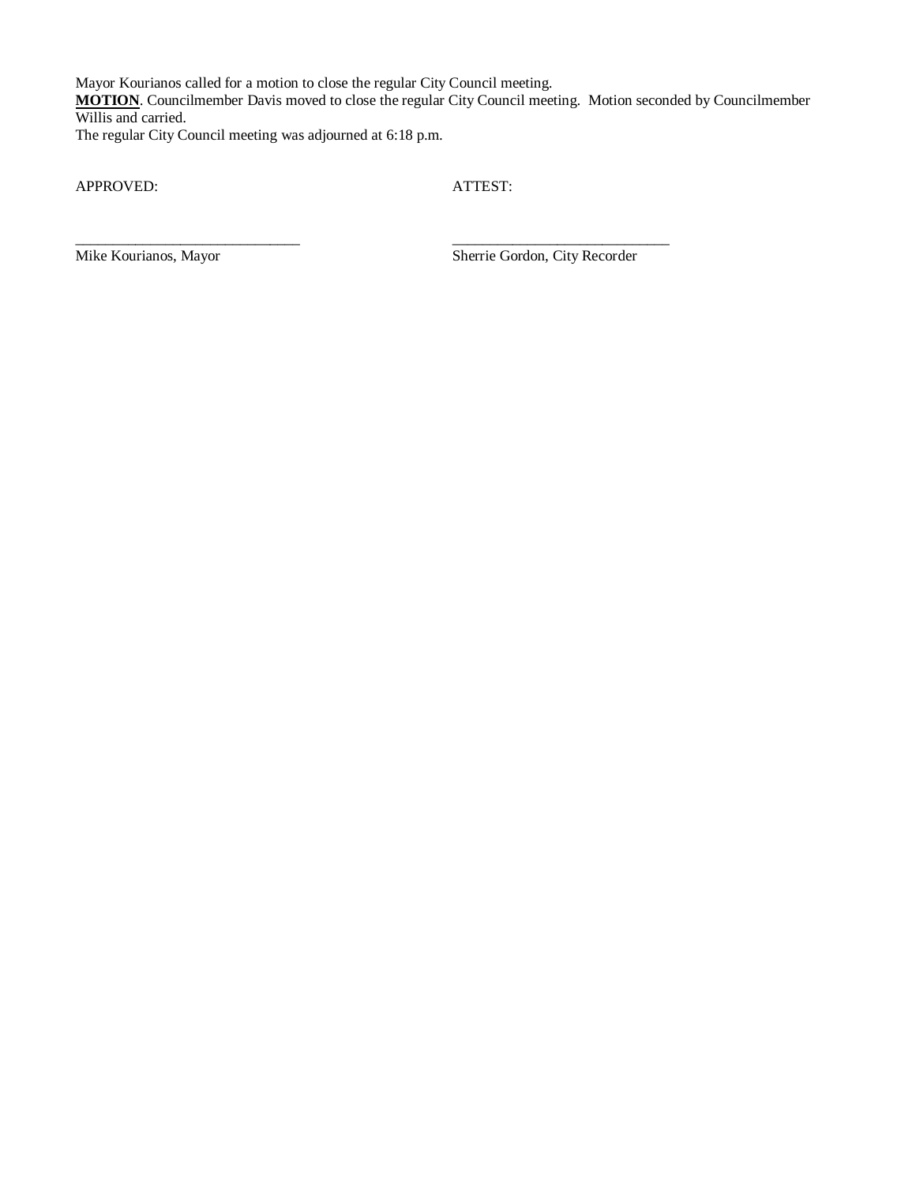Mayor Kourianos called for a motion to close the regular City Council meeting.

**MOTION**. Councilmember Davis moved to close the regular City Council meeting. Motion seconded by Councilmember Willis and carried.

The regular City Council meeting was adjourned at 6:18 p.m.

| | |
|---|---|
| APPROVED: | ATTEST: |
| _______________________________ | ______________________________ |
| Mike Kourianos, Mayor | Sherrie Gordon, City Recorder |